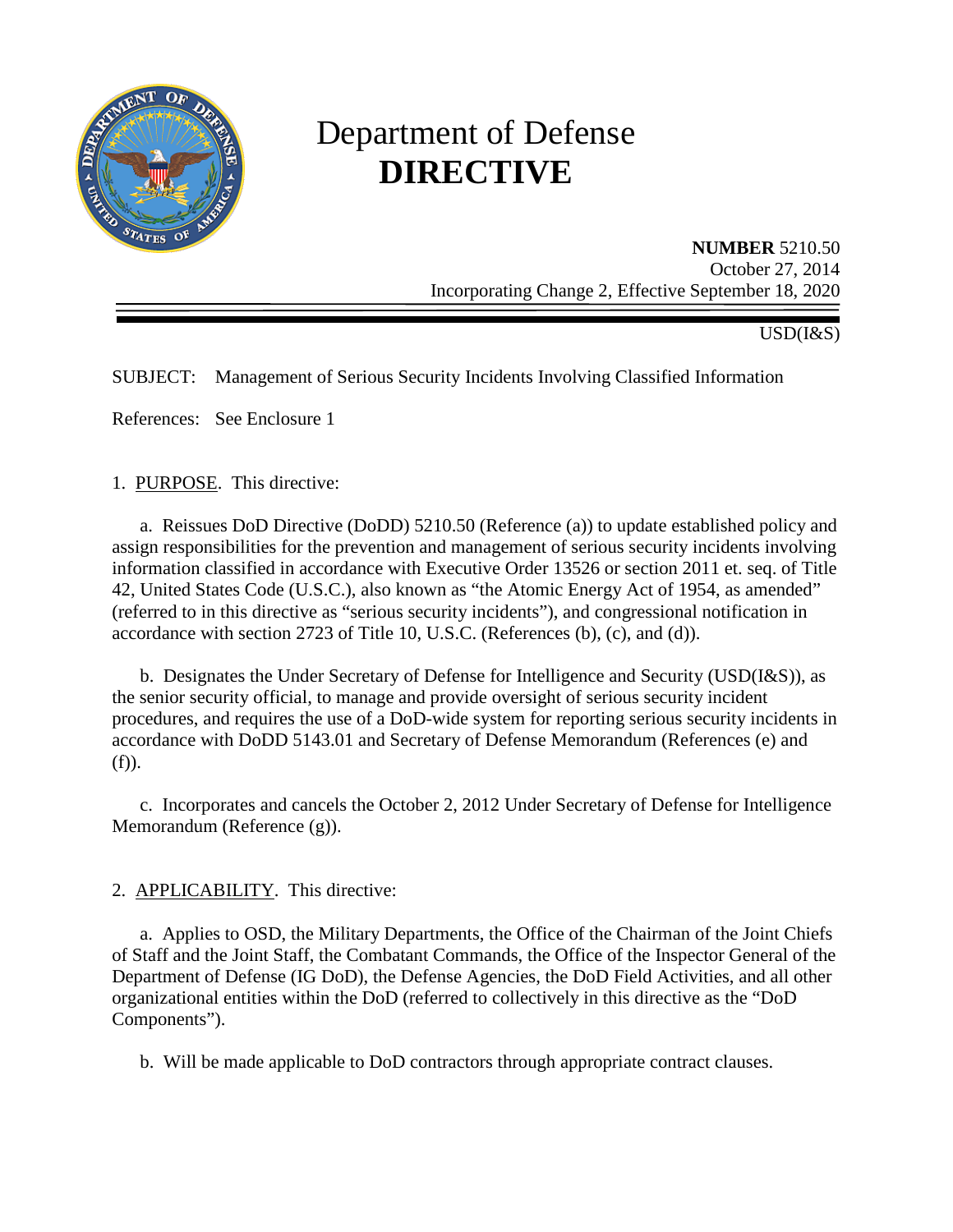# Department of Defense
# DIRECTIVE

**NUMBER** 5210.50
October 27, 2014
Incorporating Change 2, Effective September 18, 2020

USD(I&S)

SUBJECT: Management of Serious Security Incidents Involving Classified Information

References: See Enclosure 1

1. PURPOSE. This directive:

a. Reissues DoD Directive (DoDD) 5210.50 (Reference (a)) to update established policy and assign responsibilities for the prevention and management of serious security incidents involving information classified in accordance with Executive Order 13526 or section 2011 et. seq. of Title 42, United States Code (U.S.C.), also known as "the Atomic Energy Act of 1954, as amended" (referred to in this directive as "serious security incidents"), and congressional notification in accordance with section 2723 of Title 10, U.S.C. (References (b), (c), and (d)).

b. Designates the Under Secretary of Defense for Intelligence and Security (USD(I&S)), as the senior security official, to manage and provide oversight of serious security incident procedures, and requires the use of a DoD-wide system for reporting serious security incidents in accordance with DoDD 5143.01 and Secretary of Defense Memorandum (References (e) and (f)).

c. Incorporates and cancels the October 2, 2012 Under Secretary of Defense for Intelligence Memorandum (Reference (g)).

2. APPLICABILITY. This directive:

a. Applies to OSD, the Military Departments, the Office of the Chairman of the Joint Chiefs of Staff and the Joint Staff, the Combatant Commands, the Office of the Inspector General of the Department of Defense (IG DoD), the Defense Agencies, the DoD Field Activities, and all other organizational entities within the DoD (referred to collectively in this directive as the "DoD Components").

b. Will be made applicable to DoD contractors through appropriate contract clauses.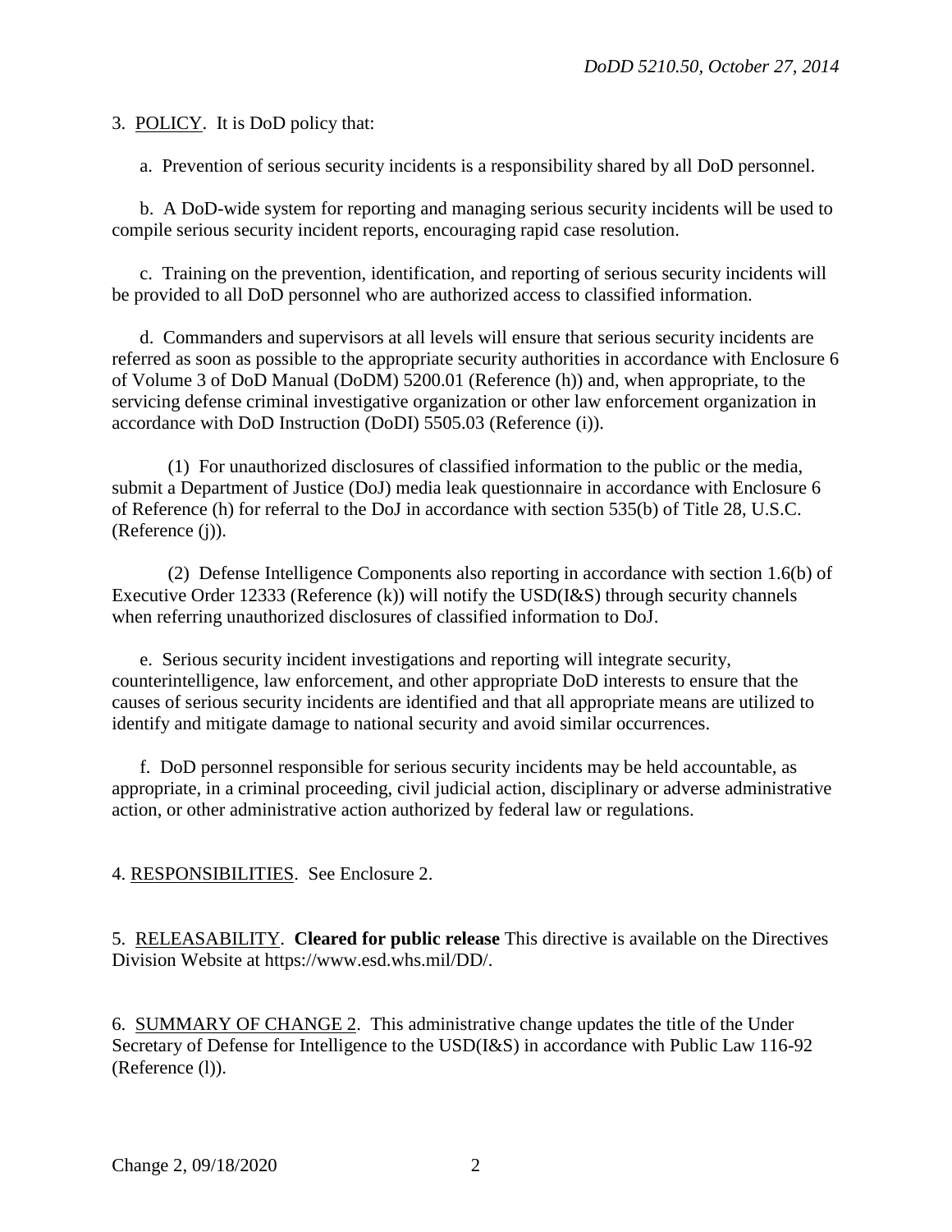3. POLICY. It is DoD policy that:

a. Prevention of serious security incidents is a responsibility shared by all DoD personnel.

b. A DoD-wide system for reporting and managing serious security incidents will be used to compile serious security incident reports, encouraging rapid case resolution.

c. Training on the prevention, identification, and reporting of serious security incidents will be provided to all DoD personnel who are authorized access to classified information.

d. Commanders and supervisors at all levels will ensure that serious security incidents are referred as soon as possible to the appropriate security authorities in accordance with Enclosure 6 of Volume 3 of DoD Manual (DoDM) 5200.01 (Reference (h)) and, when appropriate, to the servicing defense criminal investigative organization or other law enforcement organization in accordance with DoD Instruction (DoDI) 5505.03 (Reference (i)).

(1) For unauthorized disclosures of classified information to the public or the media, submit a Department of Justice (DoJ) media leak questionnaire in accordance with Enclosure 6 of Reference (h) for referral to the DoJ in accordance with section 535(b) of Title 28, U.S.C. (Reference (j)).

(2) Defense Intelligence Components also reporting in accordance with section 1.6(b) of Executive Order 12333 (Reference (k)) will notify the USD(I&S) through security channels when referring unauthorized disclosures of classified information to DoJ.

e. Serious security incident investigations and reporting will integrate security, counterintelligence, law enforcement, and other appropriate DoD interests to ensure that the causes of serious security incidents are identified and that all appropriate means are utilized to identify and mitigate damage to national security and avoid similar occurrences.

f. DoD personnel responsible for serious security incidents may be held accountable, as appropriate, in a criminal proceeding, civil judicial action, disciplinary or adverse administrative action, or other administrative action authorized by federal law or regulations.

4. RESPONSIBILITIES. See Enclosure 2.

5. RELEASABILITY. **Cleared for public release** This directive is available on the Directives Division Website at https://www.esd.whs.mil/DD/.

6. SUMMARY OF CHANGE 2. This administrative change updates the title of the Under Secretary of Defense for Intelligence to the USD(I&S) in accordance with Public Law 116-92 (Reference (l)).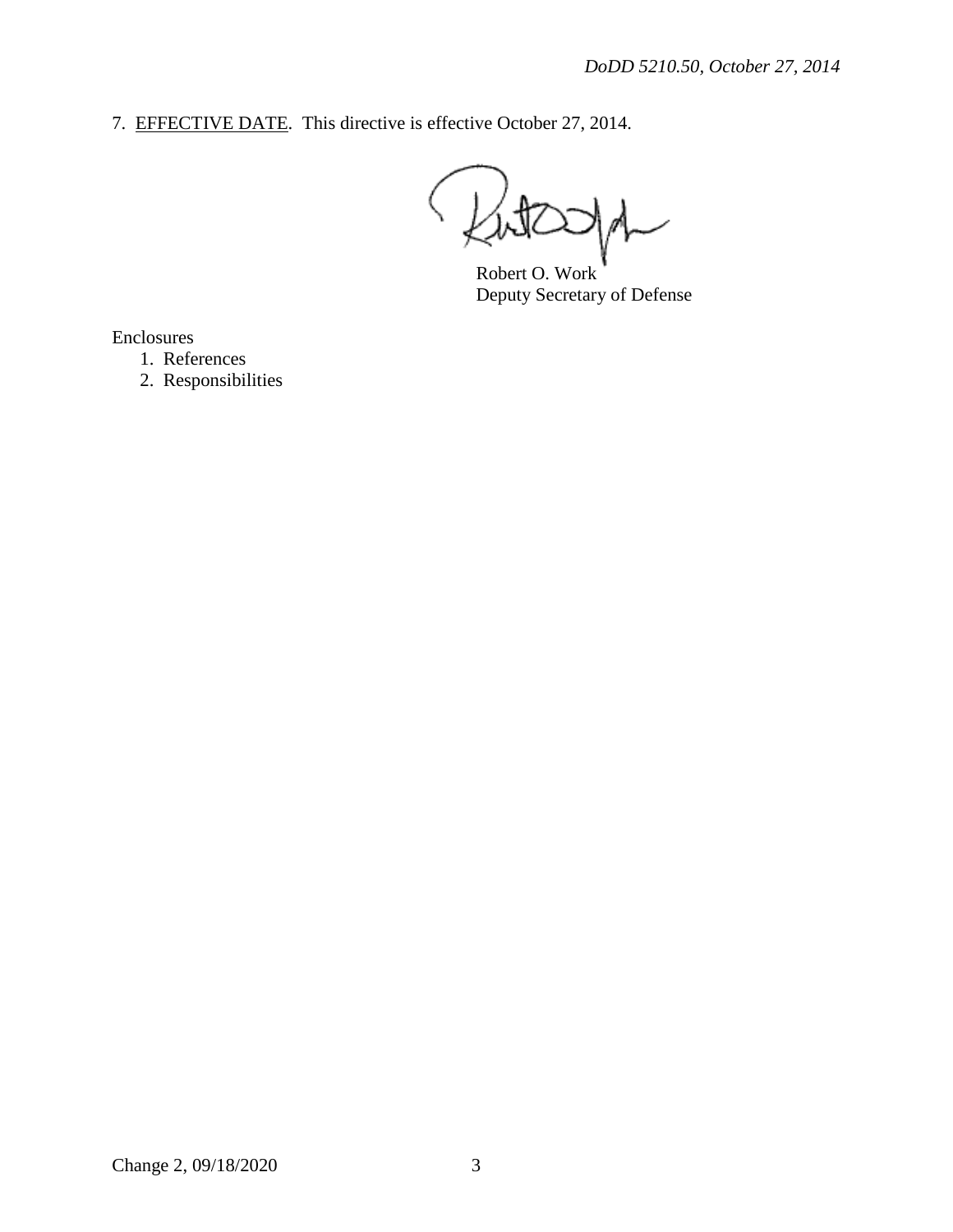7. <u>EFFECTIVE DATE</u>. This directive is effective October 27, 2014.

Robert O. Work
Deputy Secretary of Defense

Enclosures
1. References
2. Responsibilities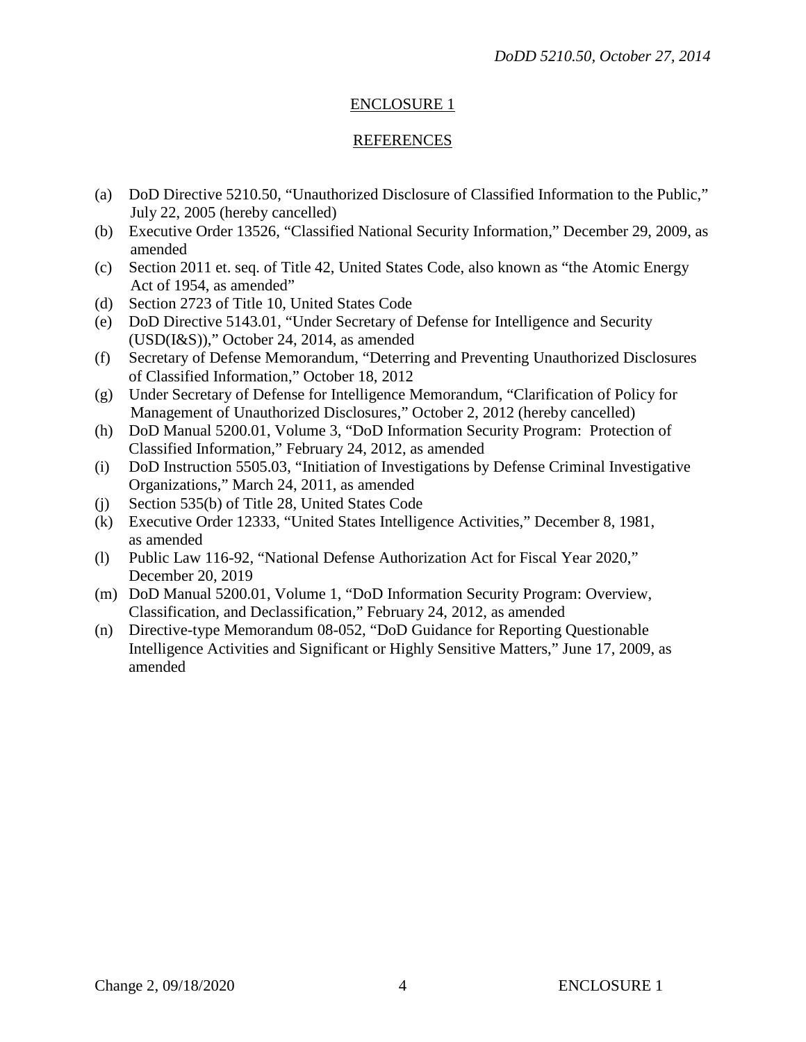## ENCLOSURE 1

## REFERENCES

(a) DoD Directive 5210.50, "Unauthorized Disclosure of Classified Information to the Public," July 22, 2005 (hereby cancelled)
(b) Executive Order 13526, "Classified National Security Information," December 29, 2009, as amended
(c) Section 2011 et. seq. of Title 42, United States Code, also known as "the Atomic Energy Act of 1954, as amended"
(d) Section 2723 of Title 10, United States Code
(e) DoD Directive 5143.01, "Under Secretary of Defense for Intelligence and Security (USD(I&S))," October 24, 2014, as amended
(f) Secretary of Defense Memorandum, "Deterring and Preventing Unauthorized Disclosures of Classified Information," October 18, 2012
(g) Under Secretary of Defense for Intelligence Memorandum, "Clarification of Policy for Management of Unauthorized Disclosures," October 2, 2012 (hereby cancelled)
(h) DoD Manual 5200.01, Volume 3, "DoD Information Security Program: Protection of Classified Information," February 24, 2012, as amended
(i) DoD Instruction 5505.03, "Initiation of Investigations by Defense Criminal Investigative Organizations," March 24, 2011, as amended
(j) Section 535(b) of Title 28, United States Code
(k) Executive Order 12333, "United States Intelligence Activities," December 8, 1981, as amended
(l) Public Law 116-92, "National Defense Authorization Act for Fiscal Year 2020," December 20, 2019
(m) DoD Manual 5200.01, Volume 1, "DoD Information Security Program: Overview, Classification, and Declassification," February 24, 2012, as amended
(n) Directive-type Memorandum 08-052, "DoD Guidance for Reporting Questionable Intelligence Activities and Significant or Highly Sensitive Matters," June 17, 2009, as amended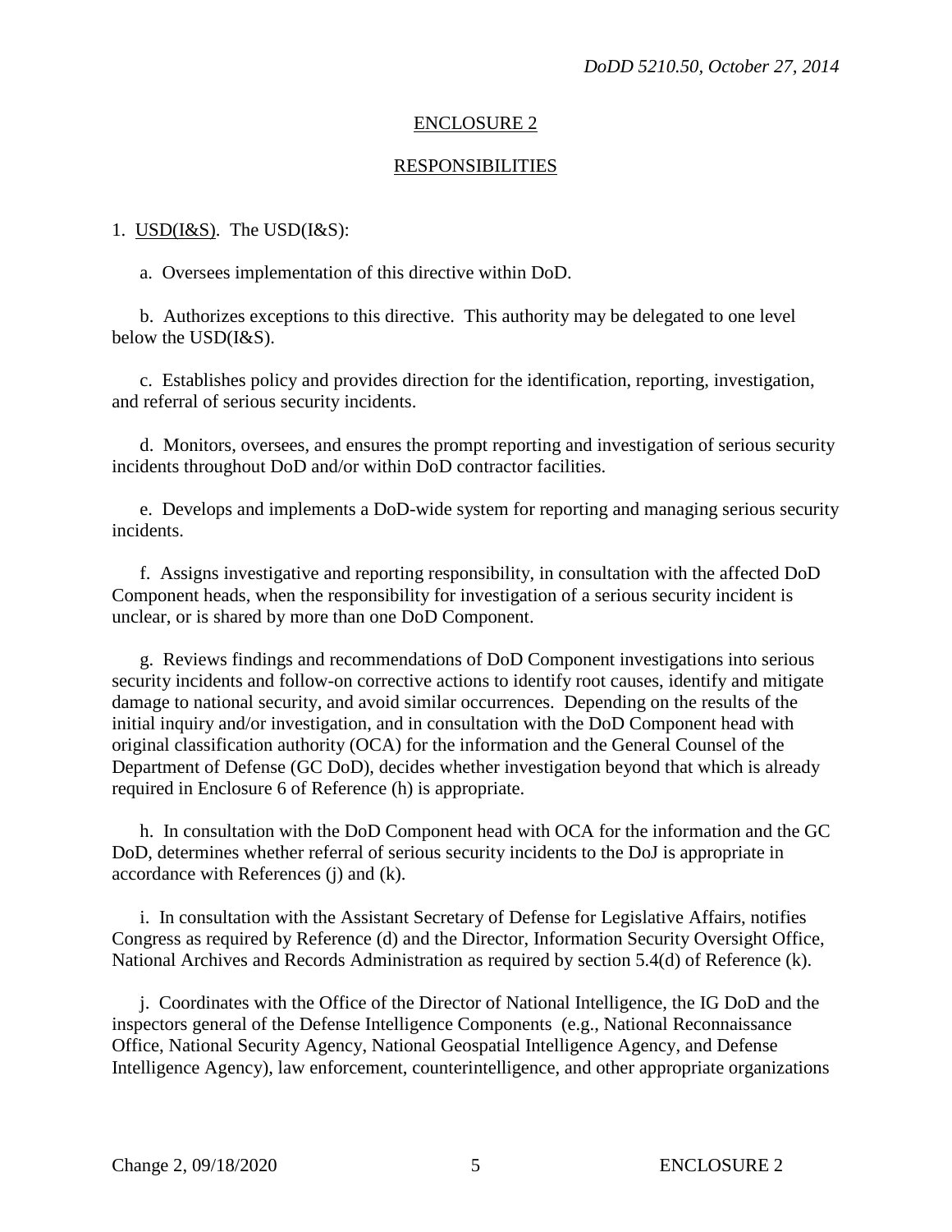## ENCLOSURE 2

## RESPONSIBILITIES

1. USD(I&S). The USD(I&S):

   a. Oversees implementation of this directive within DoD.

   b. Authorizes exceptions to this directive. This authority may be delegated to one level below the USD(I&S).

   c. Establishes policy and provides direction for the identification, reporting, investigation, and referral of serious security incidents.

   d. Monitors, oversees, and ensures the prompt reporting and investigation of serious security incidents throughout DoD and/or within DoD contractor facilities.

   e. Develops and implements a DoD-wide system for reporting and managing serious security incidents.

   f. Assigns investigative and reporting responsibility, in consultation with the affected DoD Component heads, when the responsibility for investigation of a serious security incident is unclear, or is shared by more than one DoD Component.

   g. Reviews findings and recommendations of DoD Component investigations into serious security incidents and follow-on corrective actions to identify root causes, identify and mitigate damage to national security, and avoid similar occurrences. Depending on the results of the initial inquiry and/or investigation, and in consultation with the DoD Component head with original classification authority (OCA) for the information and the General Counsel of the Department of Defense (GC DoD), decides whether investigation beyond that which is already required in Enclosure 6 of Reference (h) is appropriate.

   h. In consultation with the DoD Component head with OCA for the information and the GC DoD, determines whether referral of serious security incidents to the DoJ is appropriate in accordance with References (j) and (k).

   i. In consultation with the Assistant Secretary of Defense for Legislative Affairs, notifies Congress as required by Reference (d) and the Director, Information Security Oversight Office, National Archives and Records Administration as required by section 5.4(d) of Reference (k).

   j. Coordinates with the Office of the Director of National Intelligence, the IG DoD and the inspectors general of the Defense Intelligence Components (e.g., National Reconnaissance Office, National Security Agency, National Geospatial Intelligence Agency, and Defense Intelligence Agency), law enforcement, counterintelligence, and other appropriate organizations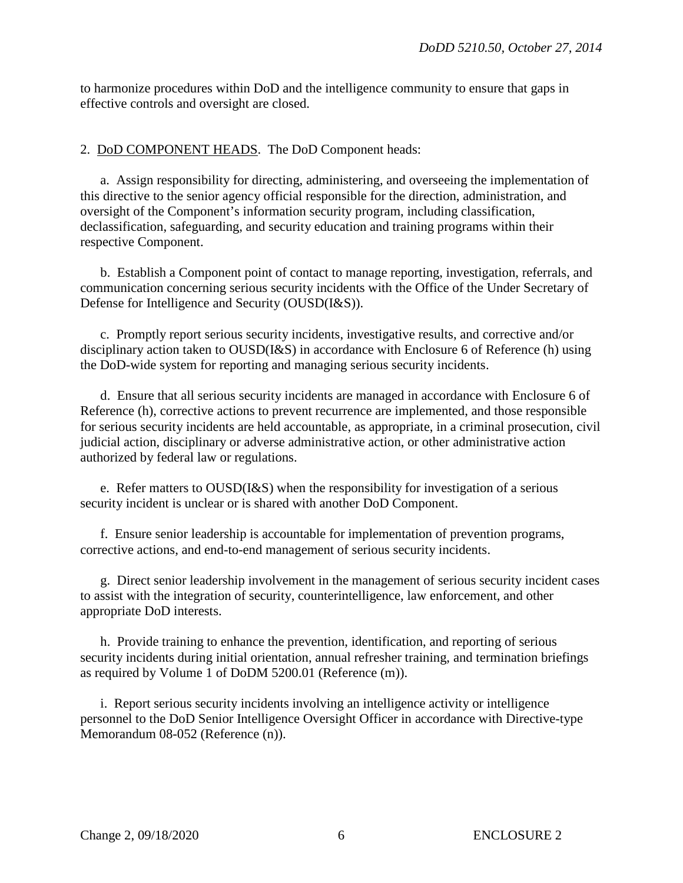to harmonize procedures within DoD and the intelligence community to ensure that gaps in effective controls and oversight are closed.

2. DoD COMPONENT HEADS. The DoD Component heads:

a. Assign responsibility for directing, administering, and overseeing the implementation of this directive to the senior agency official responsible for the direction, administration, and oversight of the Component's information security program, including classification, declassification, safeguarding, and security education and training programs within their respective Component.

b. Establish a Component point of contact to manage reporting, investigation, referrals, and communication concerning serious security incidents with the Office of the Under Secretary of Defense for Intelligence and Security (OUSD(I&S)).

c. Promptly report serious security incidents, investigative results, and corrective and/or disciplinary action taken to OUSD(I&S) in accordance with Enclosure 6 of Reference (h) using the DoD-wide system for reporting and managing serious security incidents.

d. Ensure that all serious security incidents are managed in accordance with Enclosure 6 of Reference (h), corrective actions to prevent recurrence are implemented, and those responsible for serious security incidents are held accountable, as appropriate, in a criminal prosecution, civil judicial action, disciplinary or adverse administrative action, or other administrative action authorized by federal law or regulations.

e. Refer matters to OUSD(I&S) when the responsibility for investigation of a serious security incident is unclear or is shared with another DoD Component.

f. Ensure senior leadership is accountable for implementation of prevention programs, corrective actions, and end-to-end management of serious security incidents.

g. Direct senior leadership involvement in the management of serious security incident cases to assist with the integration of security, counterintelligence, law enforcement, and other appropriate DoD interests.

h. Provide training to enhance the prevention, identification, and reporting of serious security incidents during initial orientation, annual refresher training, and termination briefings as required by Volume 1 of DoDM 5200.01 (Reference (m)).

i. Report serious security incidents involving an intelligence activity or intelligence personnel to the DoD Senior Intelligence Oversight Officer in accordance with Directive-type Memorandum 08-052 (Reference (n)).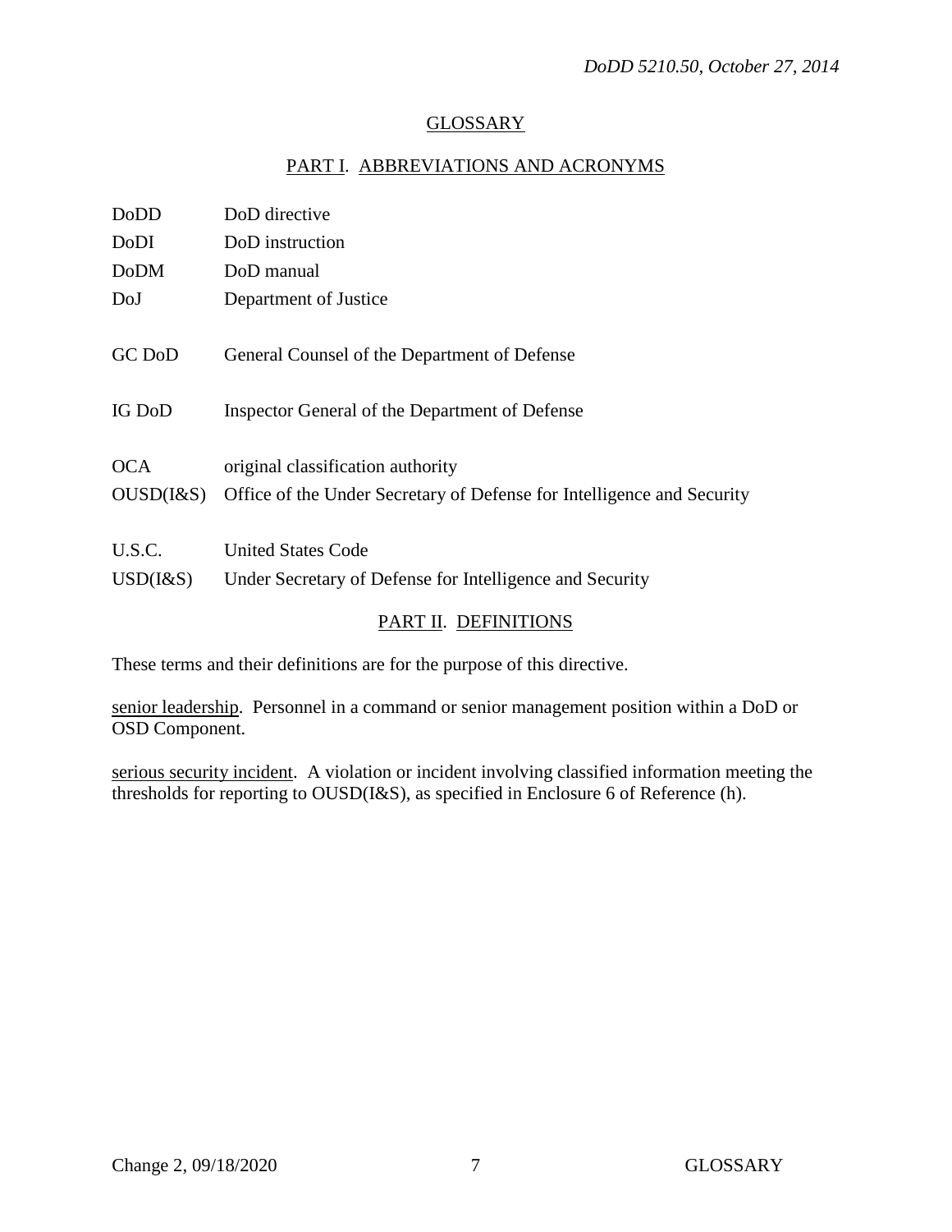## GLOSSARY

### PART I. ABBREVIATIONS AND ACRONYMS

| | |
|---|---|
| DoDD | DoD directive |
| DoDI | DoD instruction |
| DoDM | DoD manual |
| DoJ | Department of Justice |
| GC DoD | General Counsel of the Department of Defense |
| IG DoD | Inspector General of the Department of Defense |
| OCA | original classification authority |
| OUSD(I&S) | Office of the Under Secretary of Defense for Intelligence and Security |
| U.S.C. | United States Code |
| USD(I&S) | Under Secretary of Defense for Intelligence and Security |

### PART II. DEFINITIONS

These terms and their definitions are for the purpose of this directive.

senior leadership. Personnel in a command or senior management position within a DoD or OSD Component.

serious security incident. A violation or incident involving classified information meeting the thresholds for reporting to OUSD(I&S), as specified in Enclosure 6 of Reference (h).